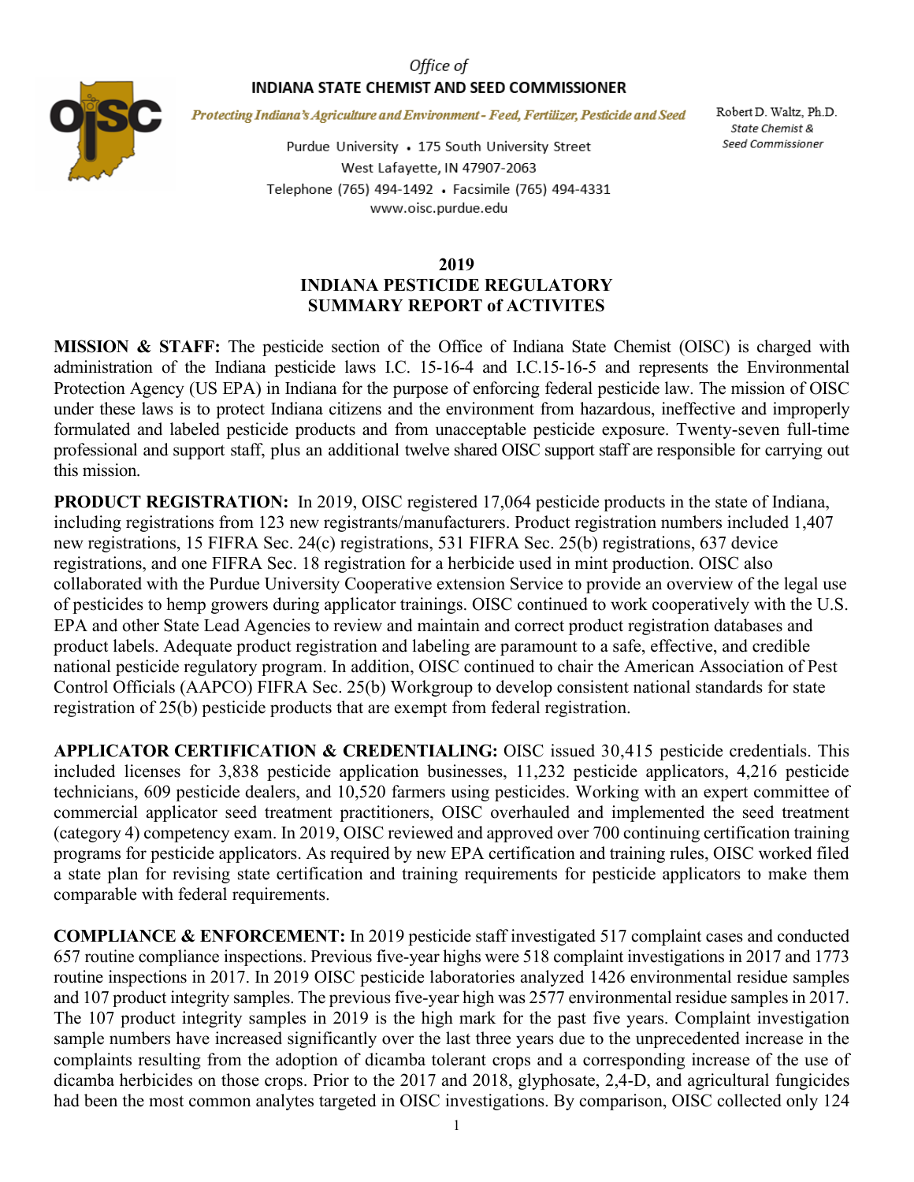Office of

**INDIANA STATE CHEMIST AND SEED COMMISSIONER**

*Protecting Indiana's Agriculture and Environment - Feed, Fertilizer, Pesticide and Seed*

Purdue University • 175 South University Street
West Lafayette, IN 47907-2063
Telephone (765) 494-1492 • Facsimile (765) 494-4331
www.oisc.purdue.edu

Robert D. Waltz, Ph.D.
*State Chemist & Seed Commissioner*

# 2019 INDIANA PESTICIDE REGULATORY SUMMARY REPORT of ACTIVITES

**MISSION & STAFF:** The pesticide section of the Office of Indiana State Chemist (OISC) is charged with administration of the Indiana pesticide laws I.C. 15-16-4 and I.C.15-16-5 and represents the Environmental Protection Agency (US EPA) in Indiana for the purpose of enforcing federal pesticide law. The mission of OISC under these laws is to protect Indiana citizens and the environment from hazardous, ineffective and improperly formulated and labeled pesticide products and from unacceptable pesticide exposure. Twenty-seven full-time professional and support staff, plus an additional twelve shared OISC support staff are responsible for carrying out this mission.

**PRODUCT REGISTRATION:** In 2019, OISC registered 17,064 pesticide products in the state of Indiana, including registrations from 123 new registrants/manufacturers. Product registration numbers included 1,407 new registrations, 15 FIFRA Sec. 24(c) registrations, 531 FIFRA Sec. 25(b) registrations, 637 device registrations, and one FIFRA Sec. 18 registration for a herbicide used in mint production. OISC also collaborated with the Purdue University Cooperative extension Service to provide an overview of the legal use of pesticides to hemp growers during applicator trainings. OISC continued to work cooperatively with the U.S. EPA and other State Lead Agencies to review and maintain and correct product registration databases and product labels. Adequate product registration and labeling are paramount to a safe, effective, and credible national pesticide regulatory program. In addition, OISC continued to chair the American Association of Pest Control Officials (AAPCO) FIFRA Sec. 25(b) Workgroup to develop consistent national standards for state registration of 25(b) pesticide products that are exempt from federal registration.

**APPLICATOR CERTIFICATION & CREDENTIALING:** OISC issued 30,415 pesticide credentials. This included licenses for 3,838 pesticide application businesses, 11,232 pesticide applicators, 4,216 pesticide technicians, 609 pesticide dealers, and 10,520 farmers using pesticides. Working with an expert committee of commercial applicator seed treatment practitioners, OISC overhauled and implemented the seed treatment (category 4) competency exam. In 2019, OISC reviewed and approved over 700 continuing certification training programs for pesticide applicators. As required by new EPA certification and training rules, OISC worked filed a state plan for revising state certification and training requirements for pesticide applicators to make them comparable with federal requirements.

**COMPLIANCE & ENFORCEMENT:** In 2019 pesticide staff investigated 517 complaint cases and conducted 657 routine compliance inspections. Previous five-year highs were 518 complaint investigations in 2017 and 1773 routine inspections in 2017. In 2019 OISC pesticide laboratories analyzed 1426 environmental residue samples and 107 product integrity samples. The previous five-year high was 2577 environmental residue samples in 2017. The 107 product integrity samples in 2019 is the high mark for the past five years. Complaint investigation sample numbers have increased significantly over the last three years due to the unprecedented increase in the complaints resulting from the adoption of dicamba tolerant crops and a corresponding increase of the use of dicamba herbicides on those crops. Prior to the 2017 and 2018, glyphosate, 2,4-D, and agricultural fungicides had been the most common analytes targeted in OISC investigations. By comparison, OISC collected only 124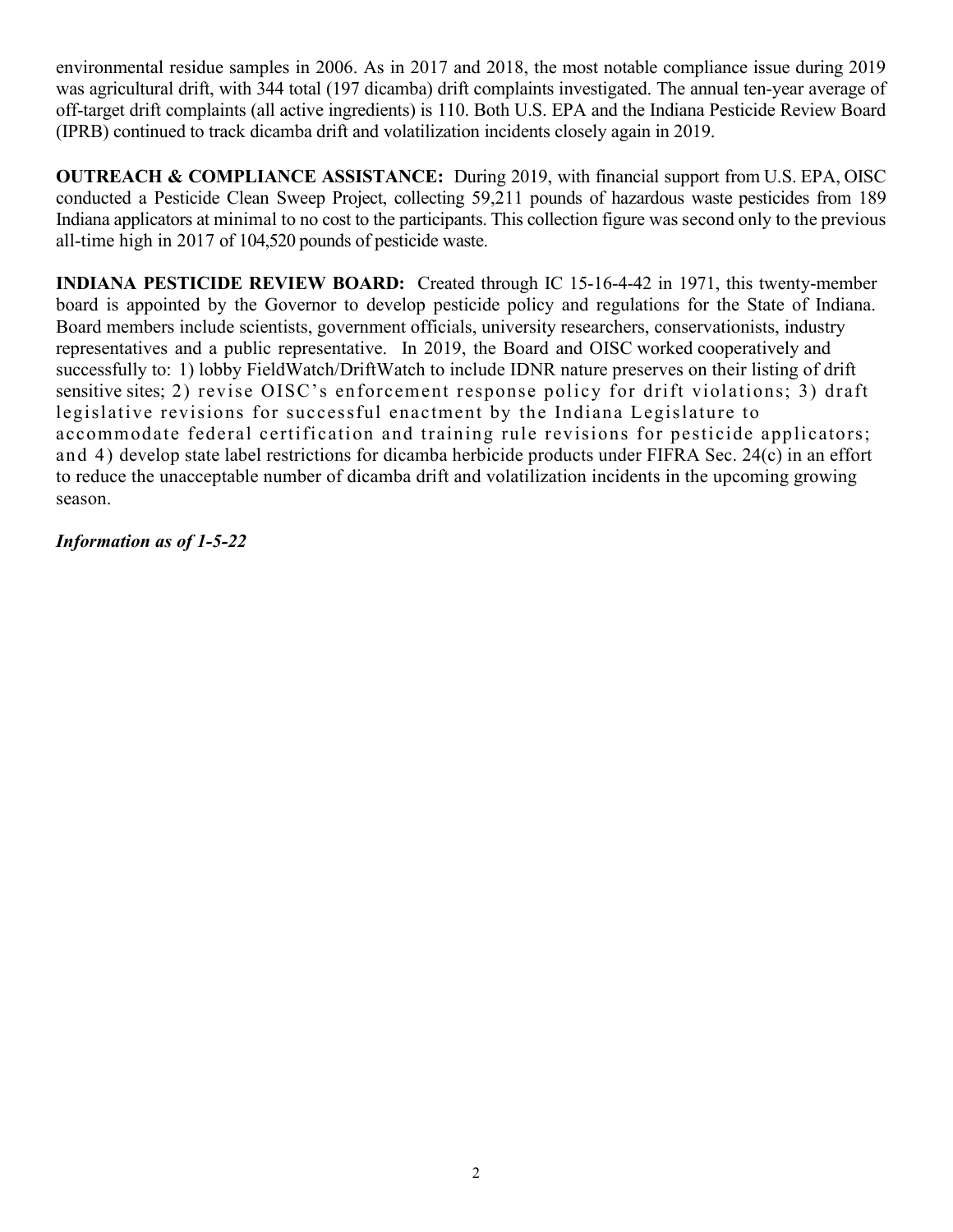environmental residue samples in 2006. As in 2017 and 2018, the most notable compliance issue during 2019 was agricultural drift, with 344 total (197 dicamba) drift complaints investigated. The annual ten-year average of off-target drift complaints (all active ingredients) is 110. Both U.S. EPA and the Indiana Pesticide Review Board (IPRB) continued to track dicamba drift and volatilization incidents closely again in 2019.

**OUTREACH & COMPLIANCE ASSISTANCE:** During 2019, with financial support from U.S. EPA, OISC conducted a Pesticide Clean Sweep Project, collecting 59,211 pounds of hazardous waste pesticides from 189 Indiana applicators at minimal to no cost to the participants. This collection figure was second only to the previous all-time high in 2017 of 104,520 pounds of pesticide waste.

**INDIANA PESTICIDE REVIEW BOARD:** Created through IC 15-16-4-42 in 1971, this twenty-member board is appointed by the Governor to develop pesticide policy and regulations for the State of Indiana. Board members include scientists, government officials, university researchers, conservationists, industry representatives and a public representative. In 2019, the Board and OISC worked cooperatively and successfully to: 1) lobby FieldWatch/DriftWatch to include IDNR nature preserves on their listing of drift sensitive sites; 2) revise OISC's enforcement response policy for drift violations; 3) draft legislative revisions for successful enactment by the Indiana Legislature to accommodate federal certification and training rule revisions for pesticide applicators; and 4) develop state label restrictions for dicamba herbicide products under FIFRA Sec. 24(c) in an effort to reduce the unacceptable number of dicamba drift and volatilization incidents in the upcoming growing season.

***Information as of 1-5-22***